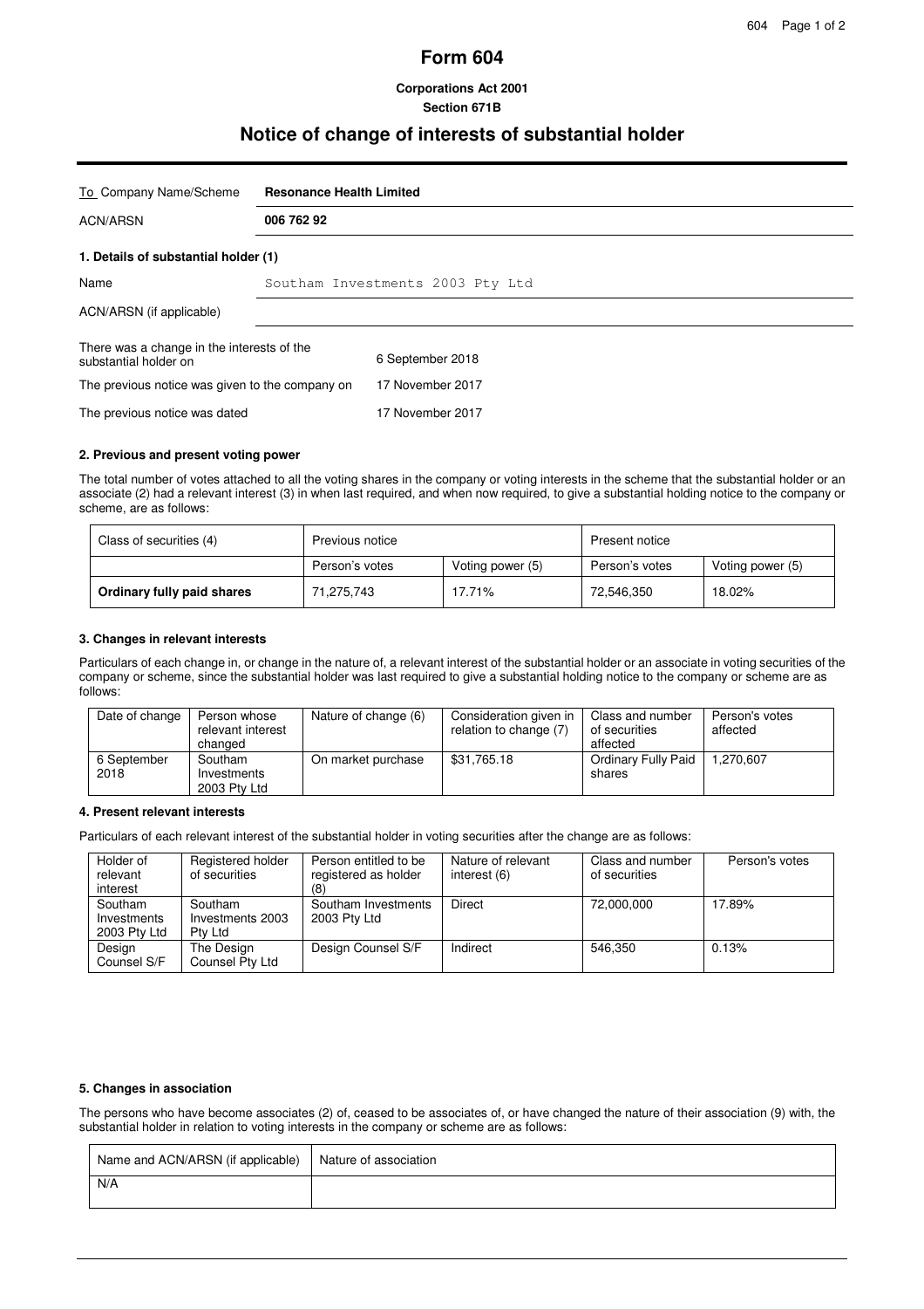# Form 604

**Corporations Act 2001**
**Section 671B**

## Notice of change of interests of substantial holder

| To Company Name/Scheme | **Resonance Health Limited** |
|---|---|
| ACN/ARSN | **006 762 92** |

### 1. Details of substantial holder (1)

| Name | Southam Investments 2003 Pty Ltd |
|---|---|
| ACN/ARSN (if applicable) | |

| | |
|---|---|
| There was a change in the interests of the substantial holder on | 6 September 2018 |
| The previous notice was given to the company on | 17 November 2017 |
| The previous notice was dated | 17 November 2017 |

### 2. Previous and present voting power

The total number of votes attached to all the voting shares in the company or voting interests in the scheme that the substantial holder or an associate (2) had a relevant interest (3) in when last required, and when now required, to give a substantial holding notice to the company or scheme, are as follows:

| Class of securities (4) | Previous notice | | Present notice | |
|---|---|---|---|---|
| | Person's votes | Voting power (5) | Person's votes | Voting power (5) |
| **Ordinary fully paid shares** | 71,275,743 | 17.71% | 72,546,350 | 18.02% |

### 3. Changes in relevant interests

Particulars of each change in, or change in the nature of, a relevant interest of the substantial holder or an associate in voting securities of the company or scheme, since the substantial holder was last required to give a substantial holding notice to the company or scheme are as follows:

| Date of change | Person whose relevant interest changed | Nature of change (6) | Consideration given in relation to change (7) | Class and number of securities affected | Person's votes affected |
|---|---|---|---|---|---|
| 6 September 2018 | Southam Investments 2003 Pty Ltd | On market purchase | $31,765.18 | Ordinary Fully Paid shares | 1,270,607 |

### 4. Present relevant interests

Particulars of each relevant interest of the substantial holder in voting securities after the change are as follows:

| Holder of relevant interest | Registered holder of securities | Person entitled to be registered as holder (8) | Nature of relevant interest (6) | Class and number of securities | Person's votes |
|---|---|---|---|---|---|
| Southam Investments 2003 Pty Ltd | Southam Investments 2003 Pty Ltd | Southam Investments 2003 Pty Ltd | Direct | 72,000,000 | 17.89% |
| Design Counsel S/F | The Design Counsel Pty Ltd | Design Counsel S/F | Indirect | 546,350 | 0.13% |

### 5. Changes in association

The persons who have become associates (2) of, ceased to be associates of, or have changed the nature of their association (9) with, the substantial holder in relation to voting interests in the company or scheme are as follows:

| Name and ACN/ARSN (if applicable) | Nature of association |
|---|---|
| N/A | |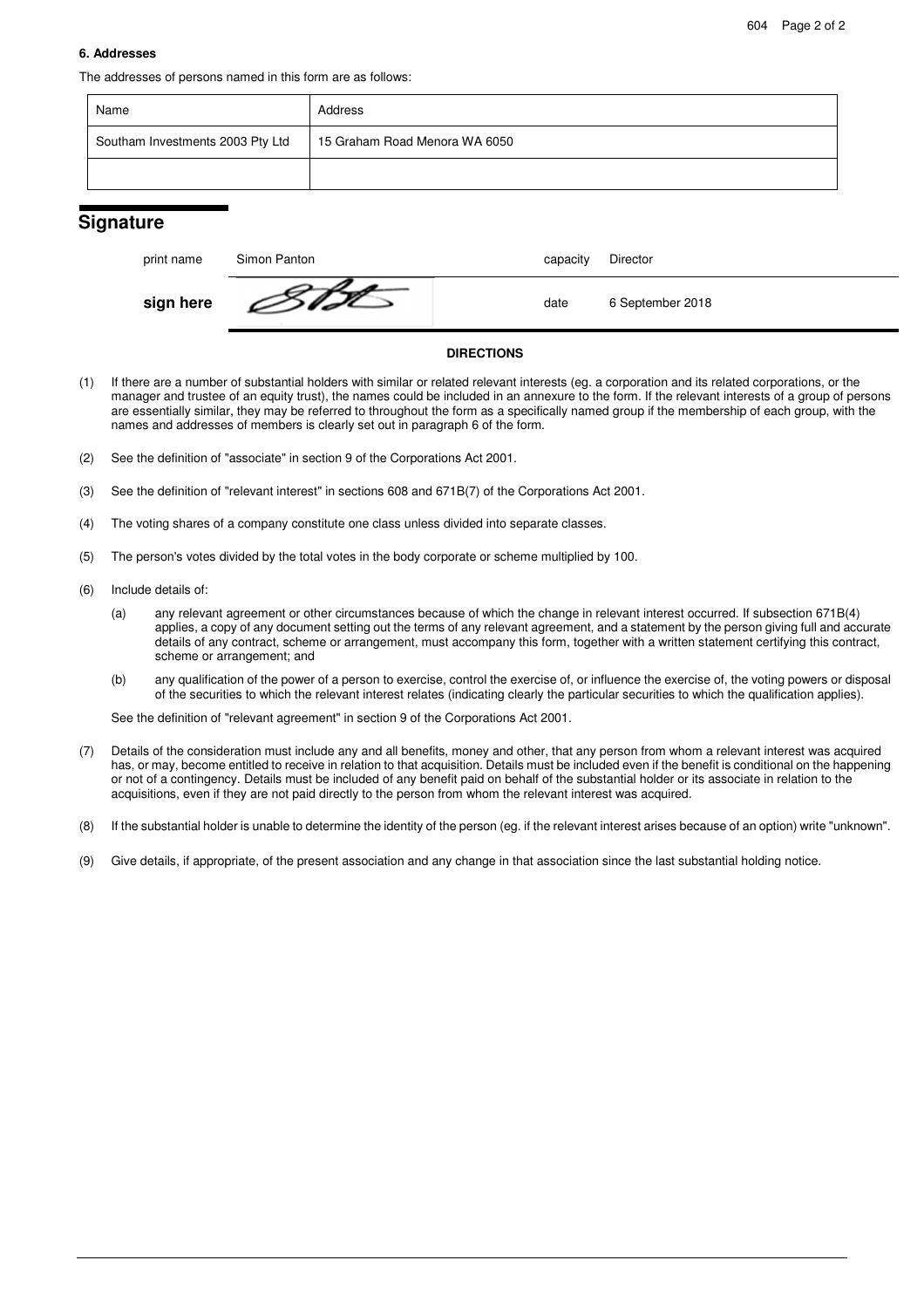#### 6. Addresses

The addresses of persons named in this form are as follows:

| Name | Address |
|---|---|
| Southam Investments 2003 Pty Ltd | 15 Graham Road Menora WA 6050 |
| | |

## Signature

| | | | |
|---|---|---|---|
| print name | Simon Panton | capacity | Director |
| **sign here** | | date | 6 September 2018 |

**DIRECTIONS**

(1) If there are a number of substantial holders with similar or related relevant interests (eg. a corporation and its related corporations, or the manager and trustee of an equity trust), the names could be included in an annexure to the form. If the relevant interests of a group of persons are essentially similar, they may be referred to throughout the form as a specifically named group if the membership of each group, with the names and addresses of members is clearly set out in paragraph 6 of the form.

(2) See the definition of "associate" in section 9 of the Corporations Act 2001.

(3) See the definition of "relevant interest" in sections 608 and 671B(7) of the Corporations Act 2001.

(4) The voting shares of a company constitute one class unless divided into separate classes.

(5) The person's votes divided by the total votes in the body corporate or scheme multiplied by 100.

(6) Include details of:

(a) any relevant agreement or other circumstances because of which the change in relevant interest occurred. If subsection 671B(4) applies, a copy of any document setting out the terms of any relevant agreement, and a statement by the person giving full and accurate details of any contract, scheme or arrangement, must accompany this form, together with a written statement certifying this contract, scheme or arrangement; and

(b) any qualification of the power of a person to exercise, control the exercise of, or influence the exercise of, the voting powers or disposal of the securities to which the relevant interest relates (indicating clearly the particular securities to which the qualification applies).

See the definition of "relevant agreement" in section 9 of the Corporations Act 2001.

(7) Details of the consideration must include any and all benefits, money and other, that any person from whom a relevant interest was acquired has, or may, become entitled to receive in relation to that acquisition. Details must be included even if the benefit is conditional on the happening or not of a contingency. Details must be included of any benefit paid on behalf of the substantial holder or its associate in relation to the acquisitions, even if they are not paid directly to the person from whom the relevant interest was acquired.

(8) If the substantial holder is unable to determine the identity of the person (eg. if the relevant interest arises because of an option) write "unknown".

(9) Give details, if appropriate, of the present association and any change in that association since the last substantial holding notice.